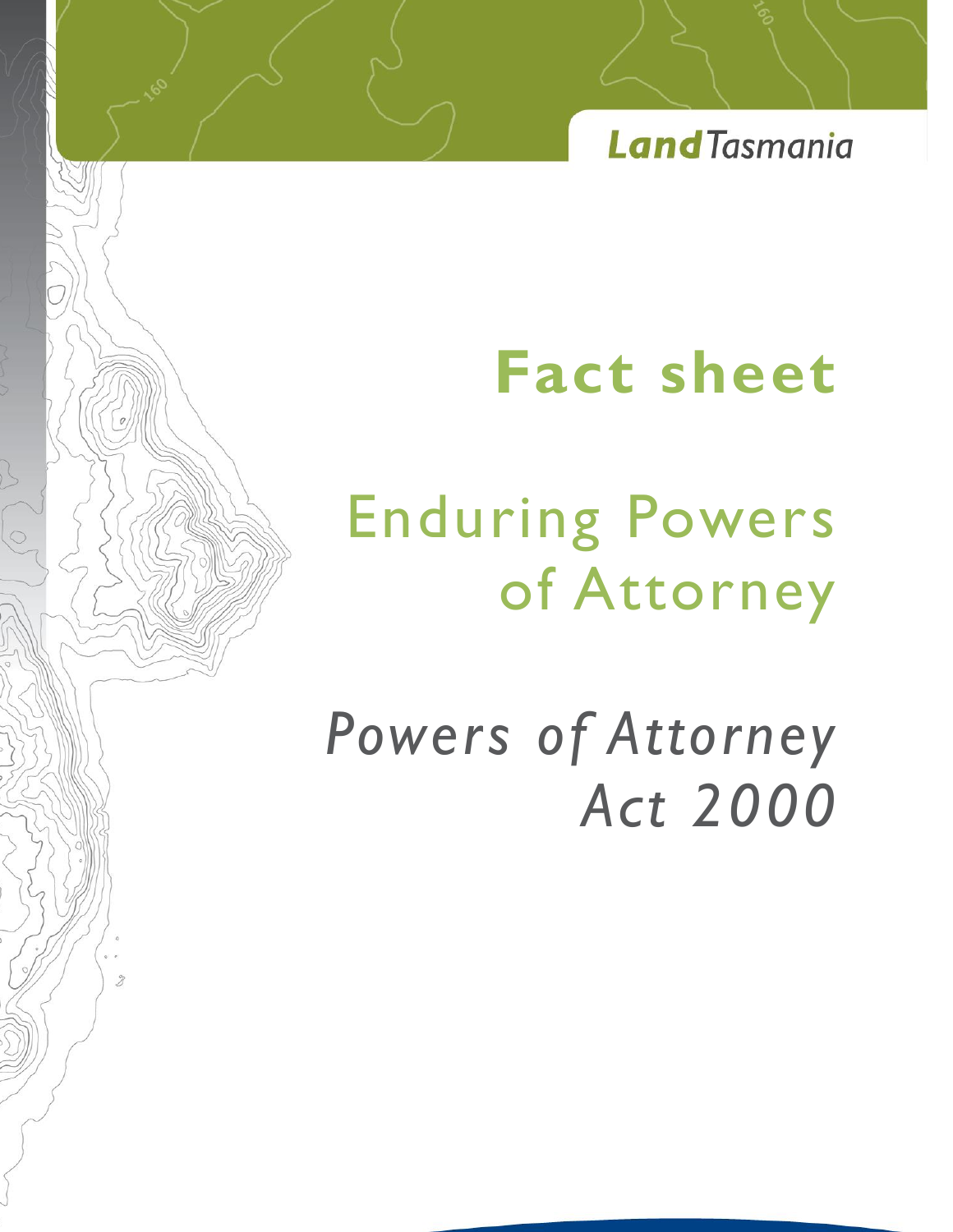Land Tasmania

# Fact sheet

## Enduring Powers of Attorney

*Powers of Attorney Act 2000*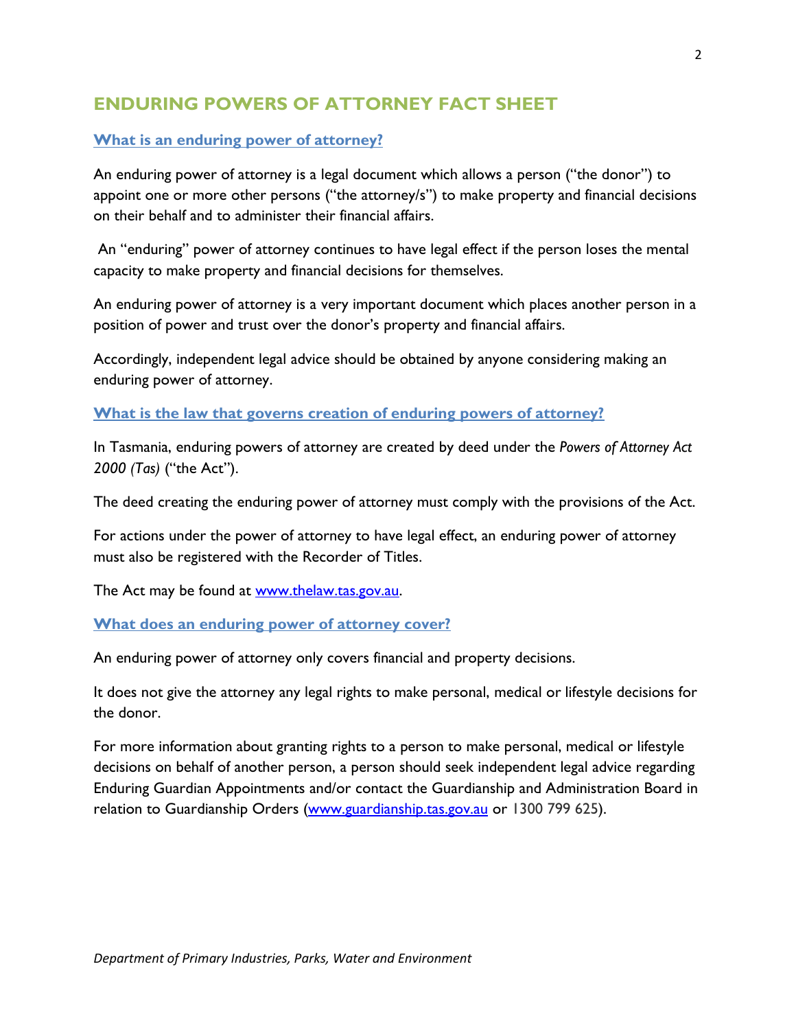## ENDURING POWERS OF ATTORNEY FACT SHEET

### What is an enduring power of attorney?

An enduring power of attorney is a legal document which allows a person ("the donor") to appoint one or more other persons ("the attorney/s") to make property and financial decisions on their behalf and to administer their financial affairs.

An "enduring" power of attorney continues to have legal effect if the person loses the mental capacity to make property and financial decisions for themselves.

An enduring power of attorney is a very important document which places another person in a position of power and trust over the donor's property and financial affairs.

Accordingly, independent legal advice should be obtained by anyone considering making an enduring power of attorney.

### What is the law that governs creation of enduring powers of attorney?

In Tasmania, enduring powers of attorney are created by deed under the *Powers of Attorney Act 2000 (Tas)* ("the Act").

The deed creating the enduring power of attorney must comply with the provisions of the Act.

For actions under the power of attorney to have legal effect, an enduring power of attorney must also be registered with the Recorder of Titles.

The Act may be found at www.thelaw.tas.gov.au.

### What does an enduring power of attorney cover?

An enduring power of attorney only covers financial and property decisions.

It does not give the attorney any legal rights to make personal, medical or lifestyle decisions for the donor.

For more information about granting rights to a person to make personal, medical or lifestyle decisions on behalf of another person, a person should seek independent legal advice regarding Enduring Guardian Appointments and/or contact the Guardianship and Administration Board in relation to Guardianship Orders (www.guardianship.tas.gov.au or 1300 799 625).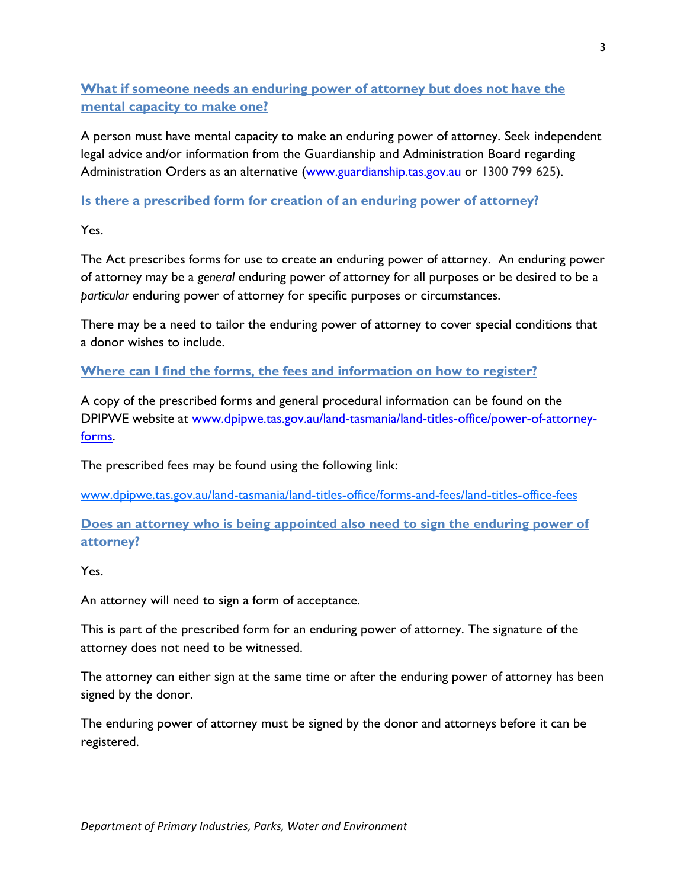## [What if someone needs an enduring power of attorney but does not have the mental capacity to make one?]

A person must have mental capacity to make an enduring power of attorney. Seek independent legal advice and/or information from the Guardianship and Administration Board regarding Administration Orders as an alternative (www.guardianship.tas.gov.au or 1300 799 625).

## [Is there a prescribed form for creation of an enduring power of attorney?]

Yes.

The Act prescribes forms for use to create an enduring power of attorney. An enduring power of attorney may be a *general* enduring power of attorney for all purposes or be desired to be a *particular* enduring power of attorney for specific purposes or circumstances.

There may be a need to tailor the enduring power of attorney to cover special conditions that a donor wishes to include.

## [Where can I find the forms, the fees and information on how to register?]

A copy of the prescribed forms and general procedural information can be found on the DPIPWE website at www.dpipwe.tas.gov.au/land-tasmania/land-titles-office/power-of-attorney-forms.

The prescribed fees may be found using the following link:

www.dpipwe.tas.gov.au/land-tasmania/land-titles-office/forms-and-fees/land-titles-office-fees

## [Does an attorney who is being appointed also need to sign the enduring power of attorney?]

Yes.

An attorney will need to sign a form of acceptance.

This is part of the prescribed form for an enduring power of attorney. The signature of the attorney does not need to be witnessed.

The attorney can either sign at the same time or after the enduring power of attorney has been signed by the donor.

The enduring power of attorney must be signed by the donor and attorneys before it can be registered.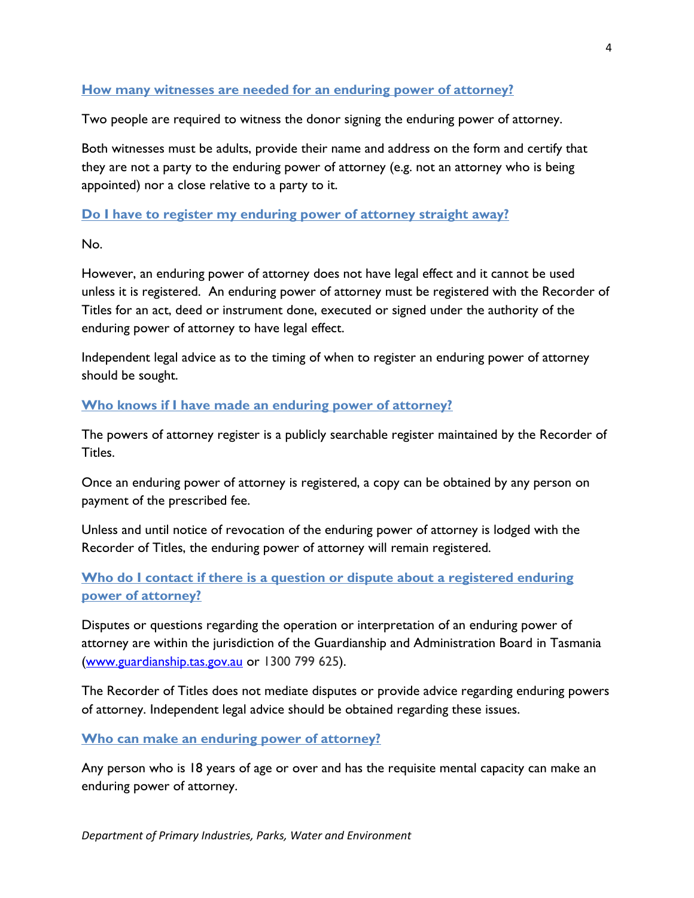## How many witnesses are needed for an enduring power of attorney?

Two people are required to witness the donor signing the enduring power of attorney.

Both witnesses must be adults, provide their name and address on the form and certify that they are not a party to the enduring power of attorney (e.g. not an attorney who is being appointed) nor a close relative to a party to it.

## Do I have to register my enduring power of attorney straight away?

No.

However, an enduring power of attorney does not have legal effect and it cannot be used unless it is registered. An enduring power of attorney must be registered with the Recorder of Titles for an act, deed or instrument done, executed or signed under the authority of the enduring power of attorney to have legal effect.

Independent legal advice as to the timing of when to register an enduring power of attorney should be sought.

## Who knows if I have made an enduring power of attorney?

The powers of attorney register is a publicly searchable register maintained by the Recorder of Titles.

Once an enduring power of attorney is registered, a copy can be obtained by any person on payment of the prescribed fee.

Unless and until notice of revocation of the enduring power of attorney is lodged with the Recorder of Titles, the enduring power of attorney will remain registered.

## Who do I contact if there is a question or dispute about a registered enduring power of attorney?

Disputes or questions regarding the operation or interpretation of an enduring power of attorney are within the jurisdiction of the Guardianship and Administration Board in Tasmania ([www.guardianship.tas.gov.au](http://www.guardianship.tas.gov.au) or 1300 799 625).

The Recorder of Titles does not mediate disputes or provide advice regarding enduring powers of attorney. Independent legal advice should be obtained regarding these issues.

## Who can make an enduring power of attorney?

Any person who is 18 years of age or over and has the requisite mental capacity can make an enduring power of attorney.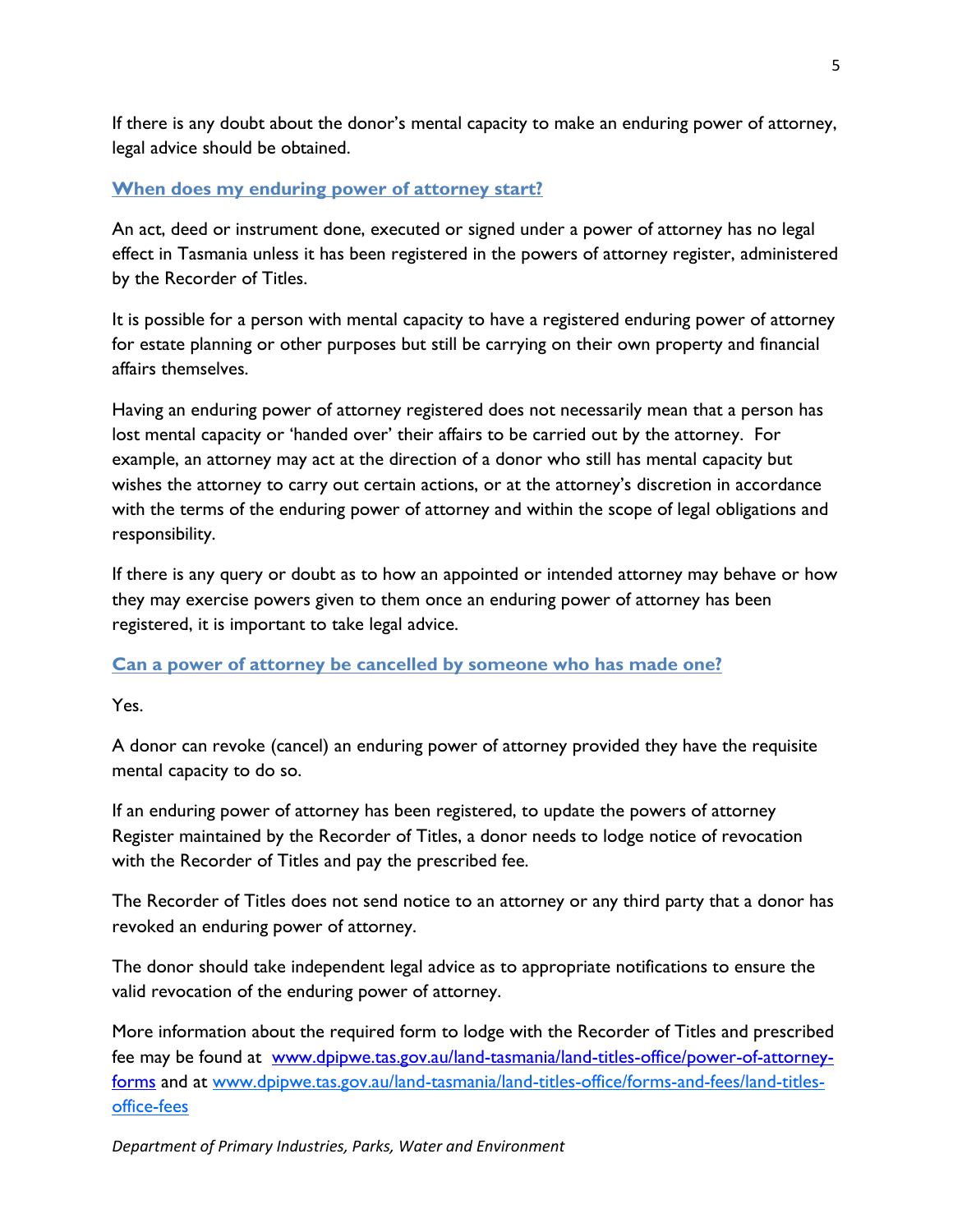If there is any doubt about the donor's mental capacity to make an enduring power of attorney, legal advice should be obtained.

## When does my enduring power of attorney start?

An act, deed or instrument done, executed or signed under a power of attorney has no legal effect in Tasmania unless it has been registered in the powers of attorney register, administered by the Recorder of Titles.

It is possible for a person with mental capacity to have a registered enduring power of attorney for estate planning or other purposes but still be carrying on their own property and financial affairs themselves.

Having an enduring power of attorney registered does not necessarily mean that a person has lost mental capacity or 'handed over' their affairs to be carried out by the attorney. For example, an attorney may act at the direction of a donor who still has mental capacity but wishes the attorney to carry out certain actions, or at the attorney's discretion in accordance with the terms of the enduring power of attorney and within the scope of legal obligations and responsibility.

If there is any query or doubt as to how an appointed or intended attorney may behave or how they may exercise powers given to them once an enduring power of attorney has been registered, it is important to take legal advice.

## Can a power of attorney be cancelled by someone who has made one?

Yes.

A donor can revoke (cancel) an enduring power of attorney provided they have the requisite mental capacity to do so.

If an enduring power of attorney has been registered, to update the powers of attorney Register maintained by the Recorder of Titles, a donor needs to lodge notice of revocation with the Recorder of Titles and pay the prescribed fee.

The Recorder of Titles does not send notice to an attorney or any third party that a donor has revoked an enduring power of attorney.

The donor should take independent legal advice as to appropriate notifications to ensure the valid revocation of the enduring power of attorney.

More information about the required form to lodge with the Recorder of Titles and prescribed fee may be found at [www.dpipwe.tas.gov.au/land-tasmania/land-titles-office/power-of-attorney-forms](www.dpipwe.tas.gov.au/land-tasmania/land-titles-office/power-of-attorney-forms) and at [www.dpipwe.tas.gov.au/land-tasmania/land-titles-office/forms-and-fees/land-titles-office-fees](www.dpipwe.tas.gov.au/land-tasmania/land-titles-office/forms-and-fees/land-titles-office-fees)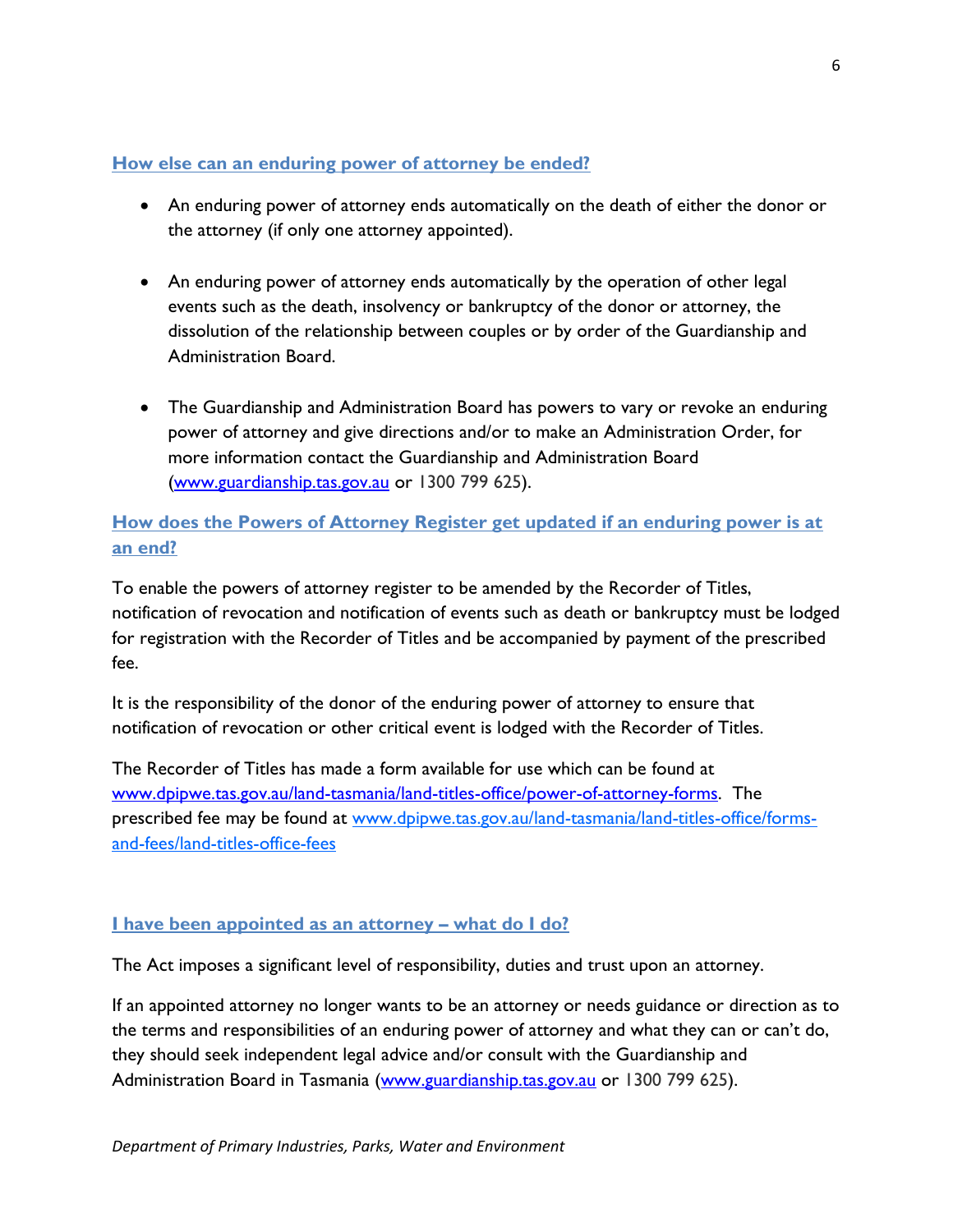## How else can an enduring power of attorney be ended?

- An enduring power of attorney ends automatically on the death of either the donor or the attorney (if only one attorney appointed).
- An enduring power of attorney ends automatically by the operation of other legal events such as the death, insolvency or bankruptcy of the donor or attorney, the dissolution of the relationship between couples or by order of the Guardianship and Administration Board.
- The Guardianship and Administration Board has powers to vary or revoke an enduring power of attorney and give directions and/or to make an Administration Order, for more information contact the Guardianship and Administration Board ([www.guardianship.tas.gov.au](http://www.guardianship.tas.gov.au) or 1300 799 625).

## How does the Powers of Attorney Register get updated if an enduring power is at an end?

To enable the powers of attorney register to be amended by the Recorder of Titles, notification of revocation and notification of events such as death or bankruptcy must be lodged for registration with the Recorder of Titles and be accompanied by payment of the prescribed fee.

It is the responsibility of the donor of the enduring power of attorney to ensure that notification of revocation or other critical event is lodged with the Recorder of Titles.

The Recorder of Titles has made a form available for use which can be found at [www.dpipwe.tas.gov.au/land-tasmania/land-titles-office/power-of-attorney-forms](http://www.dpipwe.tas.gov.au/land-tasmania/land-titles-office/power-of-attorney-forms). The prescribed fee may be found at [www.dpipwe.tas.gov.au/land-tasmania/land-titles-office/forms-and-fees/land-titles-office-fees](http://www.dpipwe.tas.gov.au/land-tasmania/land-titles-office/forms-and-fees/land-titles-office-fees)

## I have been appointed as an attorney – what do I do?

The Act imposes a significant level of responsibility, duties and trust upon an attorney.

If an appointed attorney no longer wants to be an attorney or needs guidance or direction as to the terms and responsibilities of an enduring power of attorney and what they can or can't do, they should seek independent legal advice and/or consult with the Guardianship and Administration Board in Tasmania ([www.guardianship.tas.gov.au](http://www.guardianship.tas.gov.au) or 1300 799 625).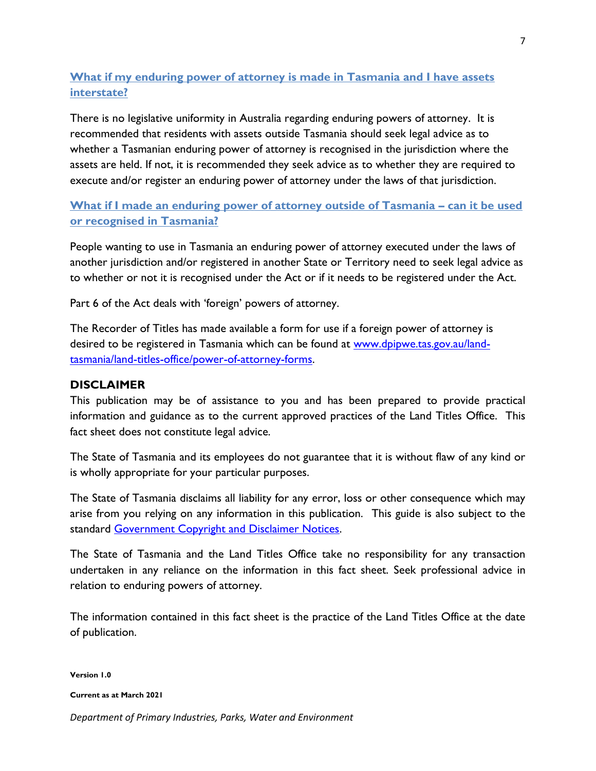## What if my enduring power of attorney is made in Tasmania and I have assets interstate?

There is no legislative uniformity in Australia regarding enduring powers of attorney. It is recommended that residents with assets outside Tasmania should seek legal advice as to whether a Tasmanian enduring power of attorney is recognised in the jurisdiction where the assets are held. If not, it is recommended they seek advice as to whether they are required to execute and/or register an enduring power of attorney under the laws of that jurisdiction.

## What if I made an enduring power of attorney outside of Tasmania – can it be used or recognised in Tasmania?

People wanting to use in Tasmania an enduring power of attorney executed under the laws of another jurisdiction and/or registered in another State or Territory need to seek legal advice as to whether or not it is recognised under the Act or if it needs to be registered under the Act.

Part 6 of the Act deals with 'foreign' powers of attorney.

The Recorder of Titles has made available a form for use if a foreign power of attorney is desired to be registered in Tasmania which can be found at www.dpipwe.tas.gov.au/land-tasmania/land-titles-office/power-of-attorney-forms.

### DISCLAIMER

This publication may be of assistance to you and has been prepared to provide practical information and guidance as to the current approved practices of the Land Titles Office. This fact sheet does not constitute legal advice.

The State of Tasmania and its employees do not guarantee that it is without flaw of any kind or is wholly appropriate for your particular purposes.

The State of Tasmania disclaims all liability for any error, loss or other consequence which may arise from you relying on any information in this publication. This guide is also subject to the standard Government Copyright and Disclaimer Notices.

The State of Tasmania and the Land Titles Office take no responsibility for any transaction undertaken in any reliance on the information in this fact sheet. Seek professional advice in relation to enduring powers of attorney.

The information contained in this fact sheet is the practice of the Land Titles Office at the date of publication.

**Version 1.0**

**Current as at March 2021**

*Department of Primary Industries, Parks, Water and Environment*